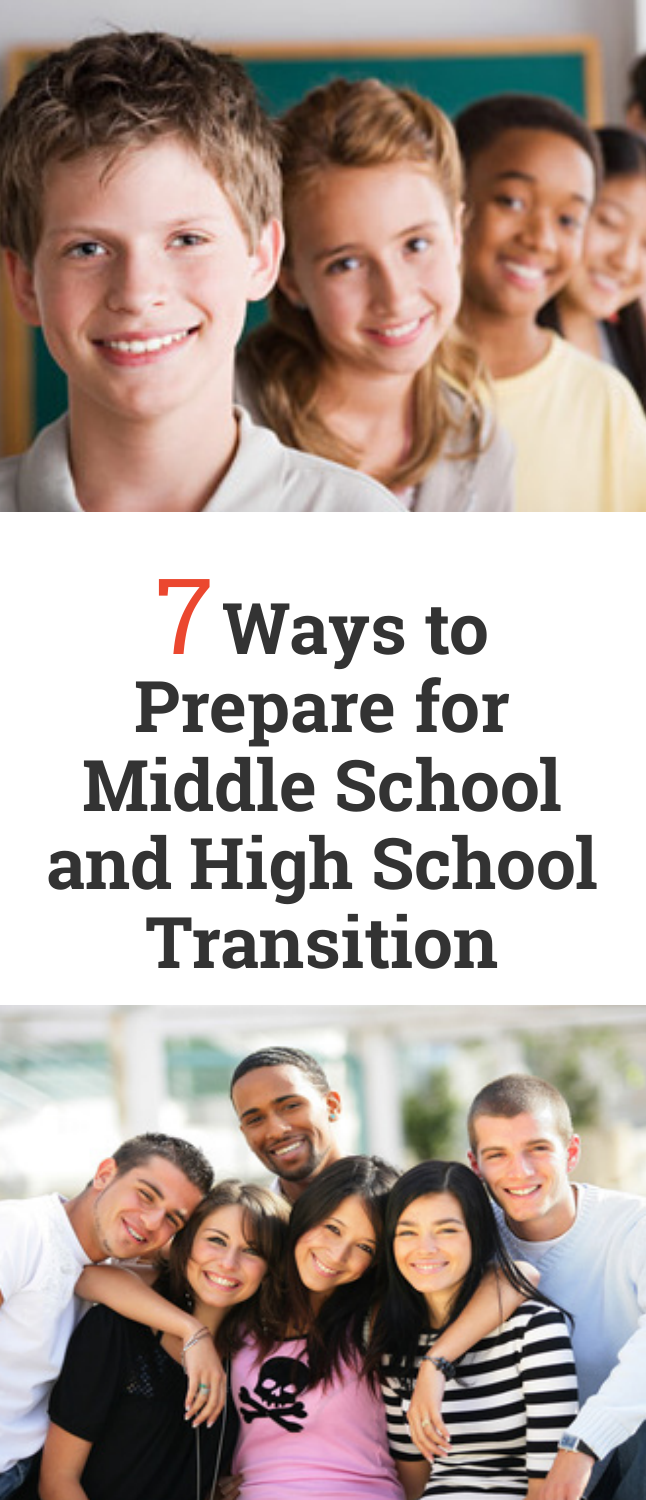# 7 Ways to Prepare for Middle School and High School Transition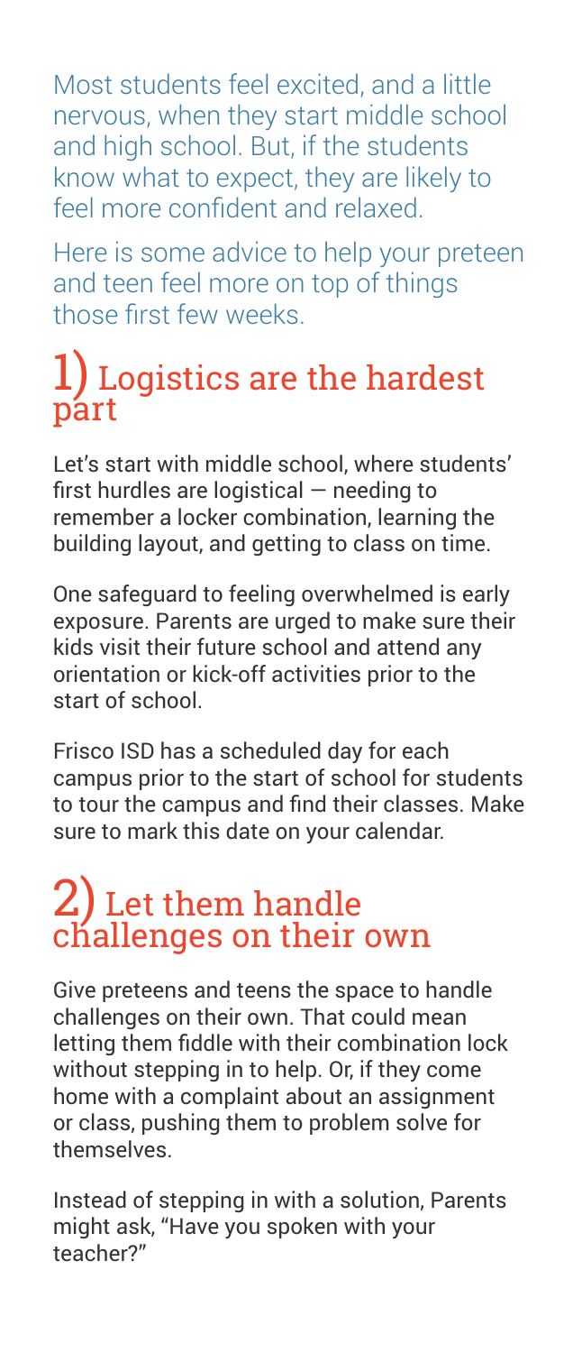Most students feel excited, and a little nervous, when they start middle school and high school. But, if the students know what to expect, they are likely to feel more confident and relaxed.

Here is some advice to help your preteen and teen feel more on top of things those first few weeks.

## 1) Logistics are the hardest part

Let's start with middle school, where students' first hurdles are logistical — needing to remember a locker combination, learning the building layout, and getting to class on time.

One safeguard to feeling overwhelmed is early exposure. Parents are urged to make sure their kids visit their future school and attend any orientation or kick-off activities prior to the start of school.

Frisco ISD has a scheduled day for each campus prior to the start of school for students to tour the campus and find their classes. Make sure to mark this date on your calendar.

## 2) Let them handle challenges on their own

Give preteens and teens the space to handle challenges on their own. That could mean letting them fiddle with their combination lock without stepping in to help. Or, if they come home with a complaint about an assignment or class, pushing them to problem solve for themselves.

Instead of stepping in with a solution, Parents might ask, "Have you spoken with your teacher?"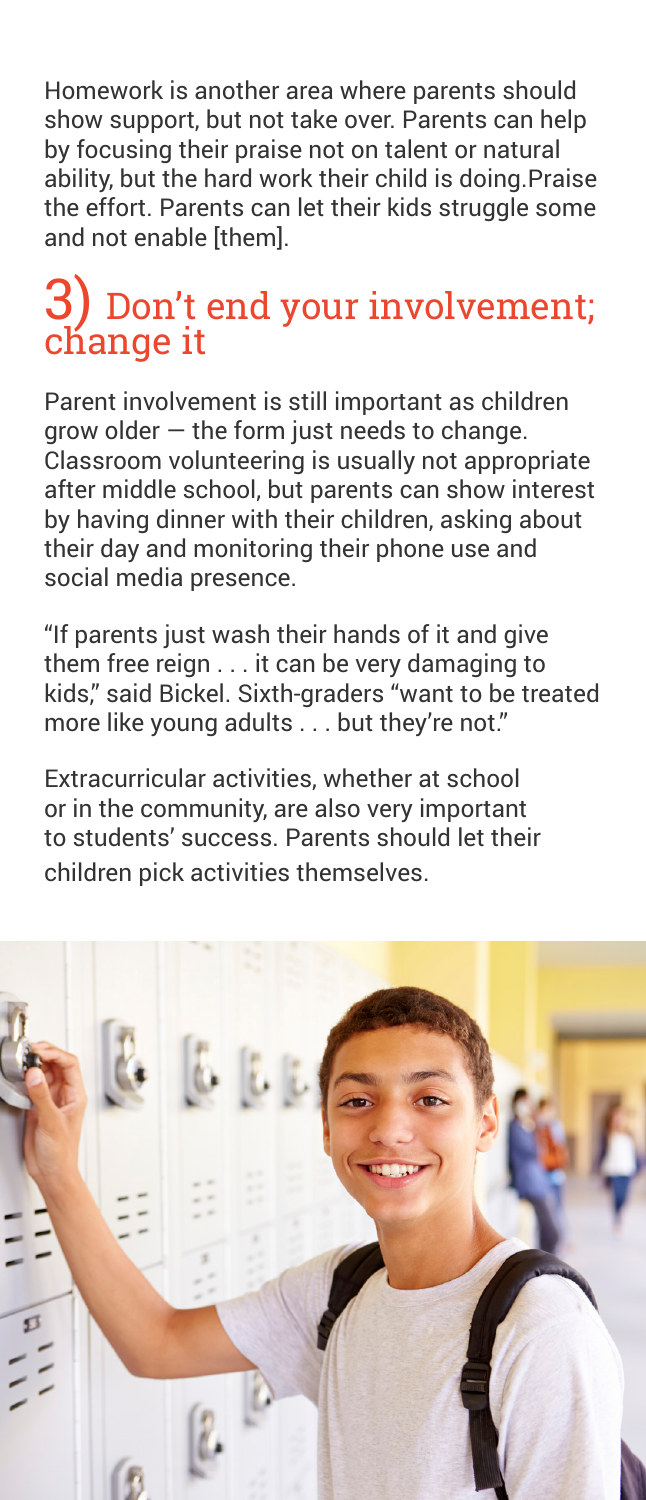Homework is another area where parents should show support, but not take over. Parents can help by focusing their praise not on talent or natural ability, but the hard work their child is doing.Praise the effort. Parents can let their kids struggle some and not enable [them].

## 3) Don't end your involvement; change it

Parent involvement is still important as children grow older — the form just needs to change. Classroom volunteering is usually not appropriate after middle school, but parents can show interest by having dinner with their children, asking about their day and monitoring their phone use and social media presence.

"If parents just wash their hands of it and give them free reign . . . it can be very damaging to kids," said Bickel. Sixth-graders "want to be treated more like young adults . . . but they're not."

Extracurricular activities, whether at school or in the community, are also very important to students' success. Parents should let their children pick activities themselves.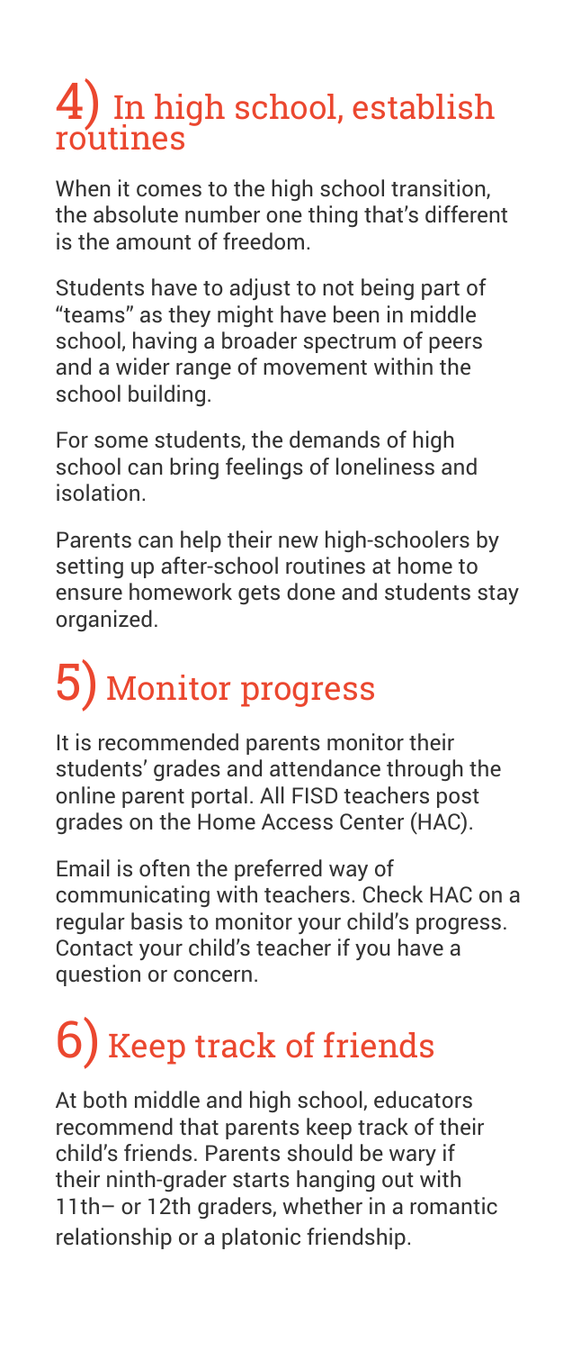## 4) In high school, establish routines

When it comes to the high school transition, the absolute number one thing that's different is the amount of freedom.

Students have to adjust to not being part of "teams" as they might have been in middle school, having a broader spectrum of peers and a wider range of movement within the school building.

For some students, the demands of high school can bring feelings of loneliness and isolation.

Parents can help their new high-schoolers by setting up after-school routines at home to ensure homework gets done and students stay organized.

## 5) Monitor progress

It is recommended parents monitor their students' grades and attendance through the online parent portal. All FISD teachers post grades on the Home Access Center (HAC).

Email is often the preferred way of communicating with teachers. Check HAC on a regular basis to monitor your child's progress. Contact your child's teacher if you have a question or concern.

## 6) Keep track of friends

At both middle and high school, educators recommend that parents keep track of their child's friends. Parents should be wary if their ninth-grader starts hanging out with 11th– or 12th graders, whether in a romantic relationship or a platonic friendship.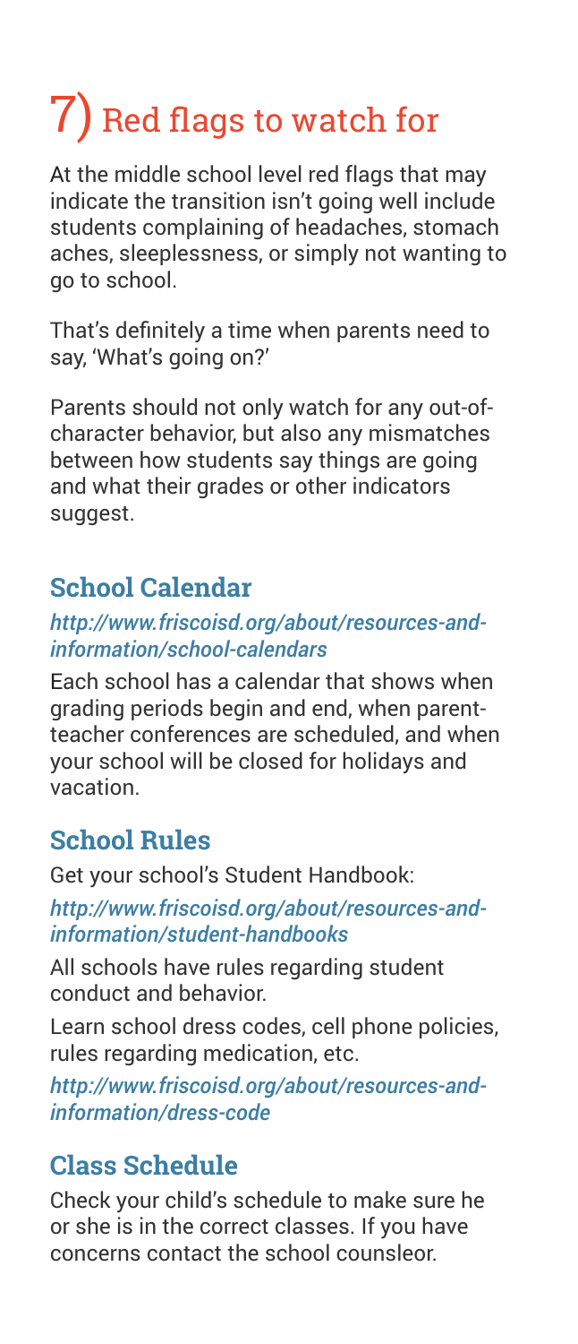# 7) Red flags to watch for

At the middle school level red flags that may indicate the transition isn't going well include students complaining of headaches, stomach aches, sleeplessness, or simply not wanting to go to school.

That's definitely a time when parents need to say, 'What's going on?'

Parents should not only watch for any out-of-character behavior, but also any mismatches between how students say things are going and what their grades or other indicators suggest.

## School Calendar

*http://www.friscoisd.org/about/resources-and-information/school-calendars*

Each school has a calendar that shows when grading periods begin and end, when parent-teacher conferences are scheduled, and when your school will be closed for holidays and vacation.

## School Rules

Get your school's Student Handbook:

*http://www.friscoisd.org/about/resources-and-information/student-handbooks*

All schools have rules regarding student conduct and behavior.

Learn school dress codes, cell phone policies, rules regarding medication, etc.

*http://www.friscoisd.org/about/resources-and-information/dress-code*

## Class Schedule

Check your child's schedule to make sure he or she is in the correct classes. If you have concerns contact the school counsleor.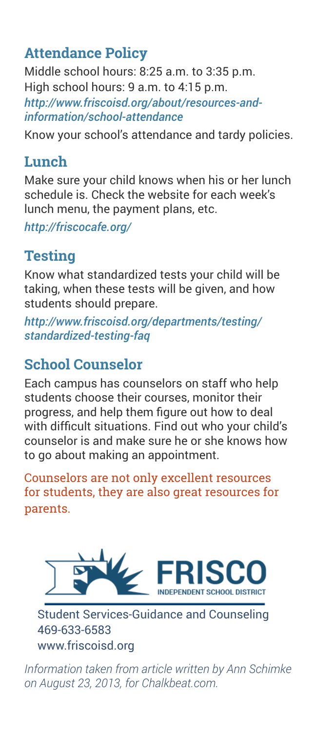## Attendance Policy

Middle school hours: 8:25 a.m. to 3:35 p.m.
High school hours: 9 a.m. to 4:15 p.m.
*http://www.friscoisd.org/about/resources-and-information/school-attendance*

Know your school's attendance and tardy policies.

## Lunch

Make sure your child knows when his or her lunch schedule is. Check the website for each week's lunch menu, the payment plans, etc.

*http://friscocafe.org/*

## Testing

Know what standardized tests your child will be taking, when these tests will be given, and how students should prepare.

*http://www.friscoisd.org/departments/testing/standardized-testing-faq*

## School Counselor

Each campus has counselors on staff who help students choose their courses, monitor their progress, and help them figure out how to deal with difficult situations. Find out who your child's counselor is and make sure he or she knows how to go about making an appointment.

Counselors are not only excellent resources for students, they are also great resources for parents.

FRISCO
INDEPENDENT SCHOOL DISTRICT

Student Services-Guidance and Counseling
469-633-6583
www.friscoisd.org

*Information taken from article written by Ann Schimke on August 23, 2013, for Chalkbeat.com.*